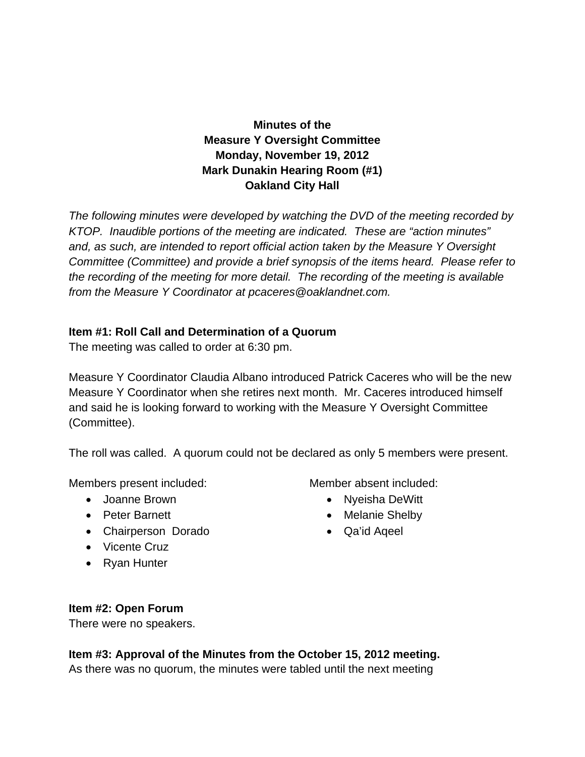**Minutes of the**
**Measure Y Oversight Committee**
**Monday, November 19, 2012**
**Mark Dunakin Hearing Room (#1)**
**Oakland City Hall**

*The following minutes were developed by watching the DVD of the meeting recorded by KTOP. Inaudible portions of the meeting are indicated. These are "action minutes" and, as such, are intended to report official action taken by the Measure Y Oversight Committee (Committee) and provide a brief synopsis of the items heard. Please refer to the recording of the meeting for more detail. The recording of the meeting is available from the Measure Y Coordinator at pcaceres@oaklandnet.com.*

**Item #1: Roll Call and Determination of a Quorum**

The meeting was called to order at 6:30 pm.

Measure Y Coordinator Claudia Albano introduced Patrick Caceres who will be the new Measure Y Coordinator when she retires next month. Mr. Caceres introduced himself and said he is looking forward to working with the Measure Y Oversight Committee (Committee).

The roll was called. A quorum could not be declared as only 5 members were present.

Members present included:

- Joanne Brown
- Peter Barnett
- Chairperson Dorado
- Vicente Cruz
- Ryan Hunter

Member absent included:

- Nyeisha DeWitt
- Melanie Shelby
- Qa'id Aqeel

**Item #2: Open Forum**

There were no speakers.

**Item #3: Approval of the Minutes from the October 15, 2012 meeting.**

As there was no quorum, the minutes were tabled until the next meeting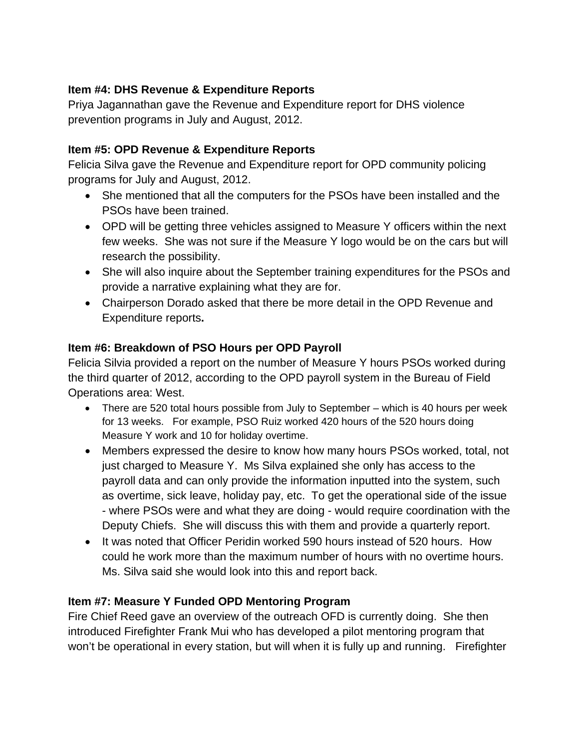**Item #4: DHS Revenue & Expenditure Reports**

Priya Jagannathan gave the Revenue and Expenditure report for DHS violence prevention programs in July and August, 2012.

**Item #5: OPD Revenue & Expenditure Reports**

Felicia Silva gave the Revenue and Expenditure report for OPD community policing programs for July and August, 2012.

- She mentioned that all the computers for the PSOs have been installed and the PSOs have been trained.
- OPD will be getting three vehicles assigned to Measure Y officers within the next few weeks. She was not sure if the Measure Y logo would be on the cars but will research the possibility.
- She will also inquire about the September training expenditures for the PSOs and provide a narrative explaining what they are for.
- Chairperson Dorado asked that there be more detail in the OPD Revenue and Expenditure reports**.**

**Item #6: Breakdown of PSO Hours per OPD Payroll**

Felicia Silvia provided a report on the number of Measure Y hours PSOs worked during the third quarter of 2012, according to the OPD payroll system in the Bureau of Field Operations area: West.

- There are 520 total hours possible from July to September – which is 40 hours per week for 13 weeks. For example, PSO Ruiz worked 420 hours of the 520 hours doing Measure Y work and 10 for holiday overtime.
- Members expressed the desire to know how many hours PSOs worked, total, not just charged to Measure Y. Ms Silva explained she only has access to the payroll data and can only provide the information inputted into the system, such as overtime, sick leave, holiday pay, etc. To get the operational side of the issue - where PSOs were and what they are doing - would require coordination with the Deputy Chiefs. She will discuss this with them and provide a quarterly report.
- It was noted that Officer Peridin worked 590 hours instead of 520 hours. How could he work more than the maximum number of hours with no overtime hours. Ms. Silva said she would look into this and report back.

**Item #7: Measure Y Funded OPD Mentoring Program**

Fire Chief Reed gave an overview of the outreach OFD is currently doing. She then introduced Firefighter Frank Mui who has developed a pilot mentoring program that won't be operational in every station, but will when it is fully up and running. Firefighter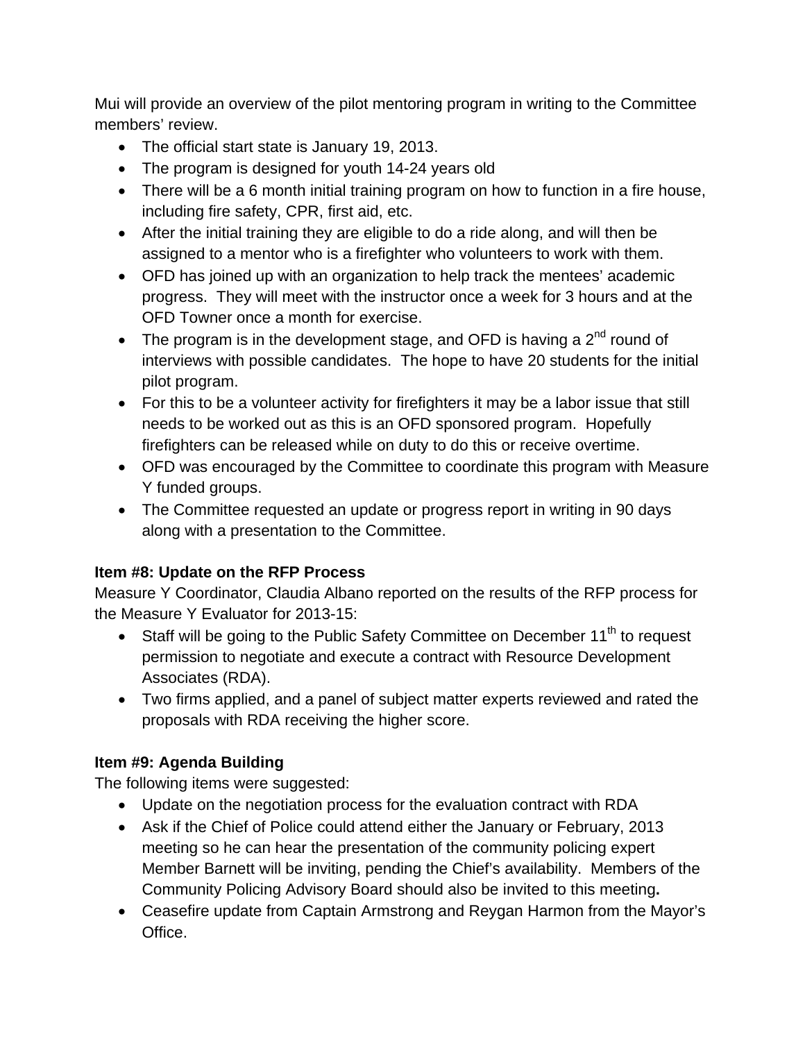Mui will provide an overview of the pilot mentoring program in writing to the Committee members' review.

- The official start state is January 19, 2013.
- The program is designed for youth 14-24 years old
- There will be a 6 month initial training program on how to function in a fire house, including fire safety, CPR, first aid, etc.
- After the initial training they are eligible to do a ride along, and will then be assigned to a mentor who is a firefighter who volunteers to work with them.
- OFD has joined up with an organization to help track the mentees' academic progress. They will meet with the instructor once a week for 3 hours and at the OFD Towner once a month for exercise.
- The program is in the development stage, and OFD is having a 2nd round of interviews with possible candidates. The hope to have 20 students for the initial pilot program.
- For this to be a volunteer activity for firefighters it may be a labor issue that still needs to be worked out as this is an OFD sponsored program. Hopefully firefighters can be released while on duty to do this or receive overtime.
- OFD was encouraged by the Committee to coordinate this program with Measure Y funded groups.
- The Committee requested an update or progress report in writing in 90 days along with a presentation to the Committee.

**Item #8: Update on the RFP Process**

Measure Y Coordinator, Claudia Albano reported on the results of the RFP process for the Measure Y Evaluator for 2013-15:

- Staff will be going to the Public Safety Committee on December 11th to request permission to negotiate and execute a contract with Resource Development Associates (RDA).
- Two firms applied, and a panel of subject matter experts reviewed and rated the proposals with RDA receiving the higher score.

**Item #9: Agenda Building**

The following items were suggested:

- Update on the negotiation process for the evaluation contract with RDA
- Ask if the Chief of Police could attend either the January or February, 2013 meeting so he can hear the presentation of the community policing expert Member Barnett will be inviting, pending the Chief's availability. Members of the Community Policing Advisory Board should also be invited to this meeting**.**
- Ceasefire update from Captain Armstrong and Reygan Harmon from the Mayor's Office.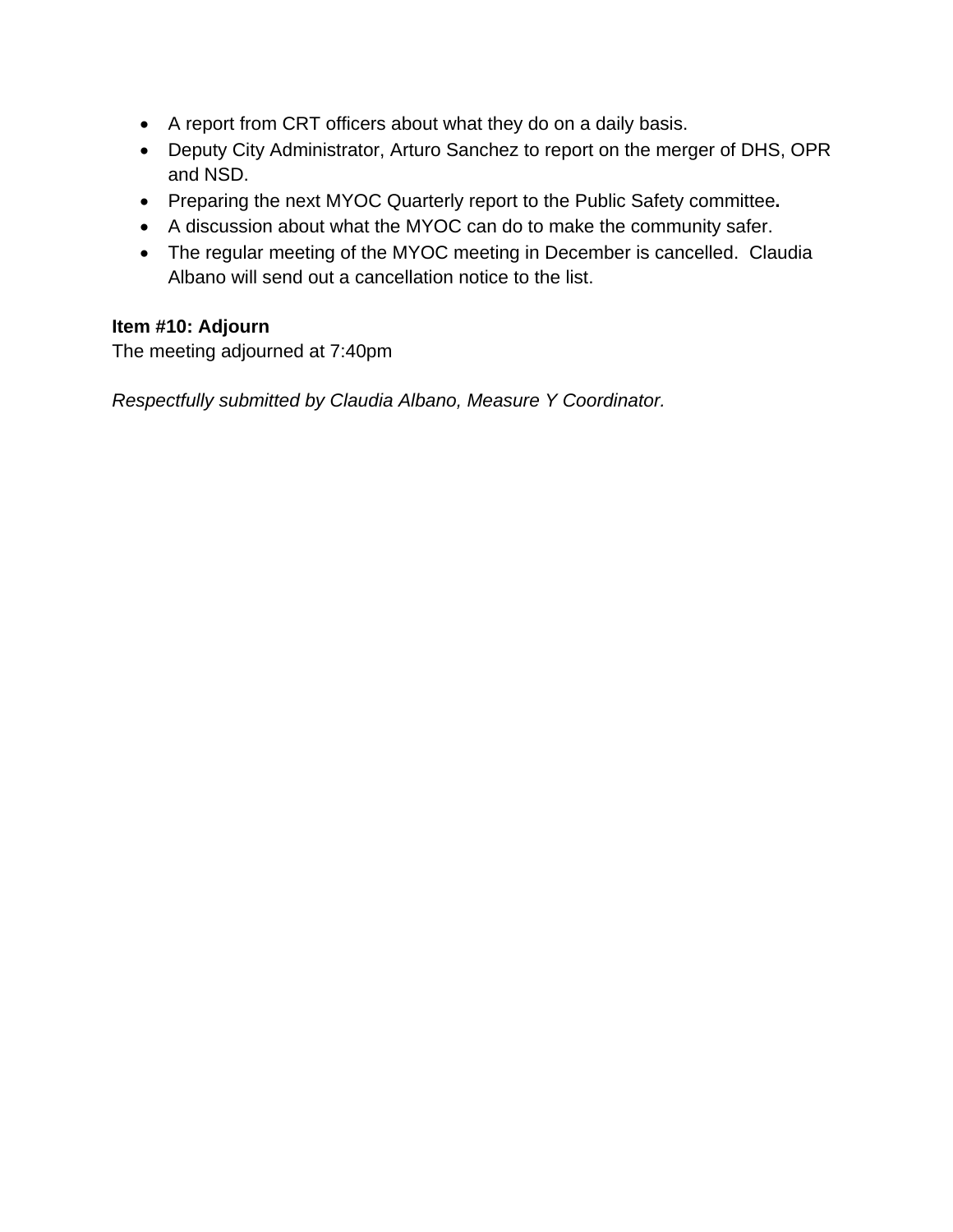- A report from CRT officers about what they do on a daily basis.
- Deputy City Administrator, Arturo Sanchez to report on the merger of DHS, OPR and NSD.
- Preparing the next MYOC Quarterly report to the Public Safety committee**.**
- A discussion about what the MYOC can do to make the community safer.
- The regular meeting of the MYOC meeting in December is cancelled. Claudia Albano will send out a cancellation notice to the list.

**Item #10: Adjourn**
The meeting adjourned at 7:40pm

*Respectfully submitted by Claudia Albano, Measure Y Coordinator.*